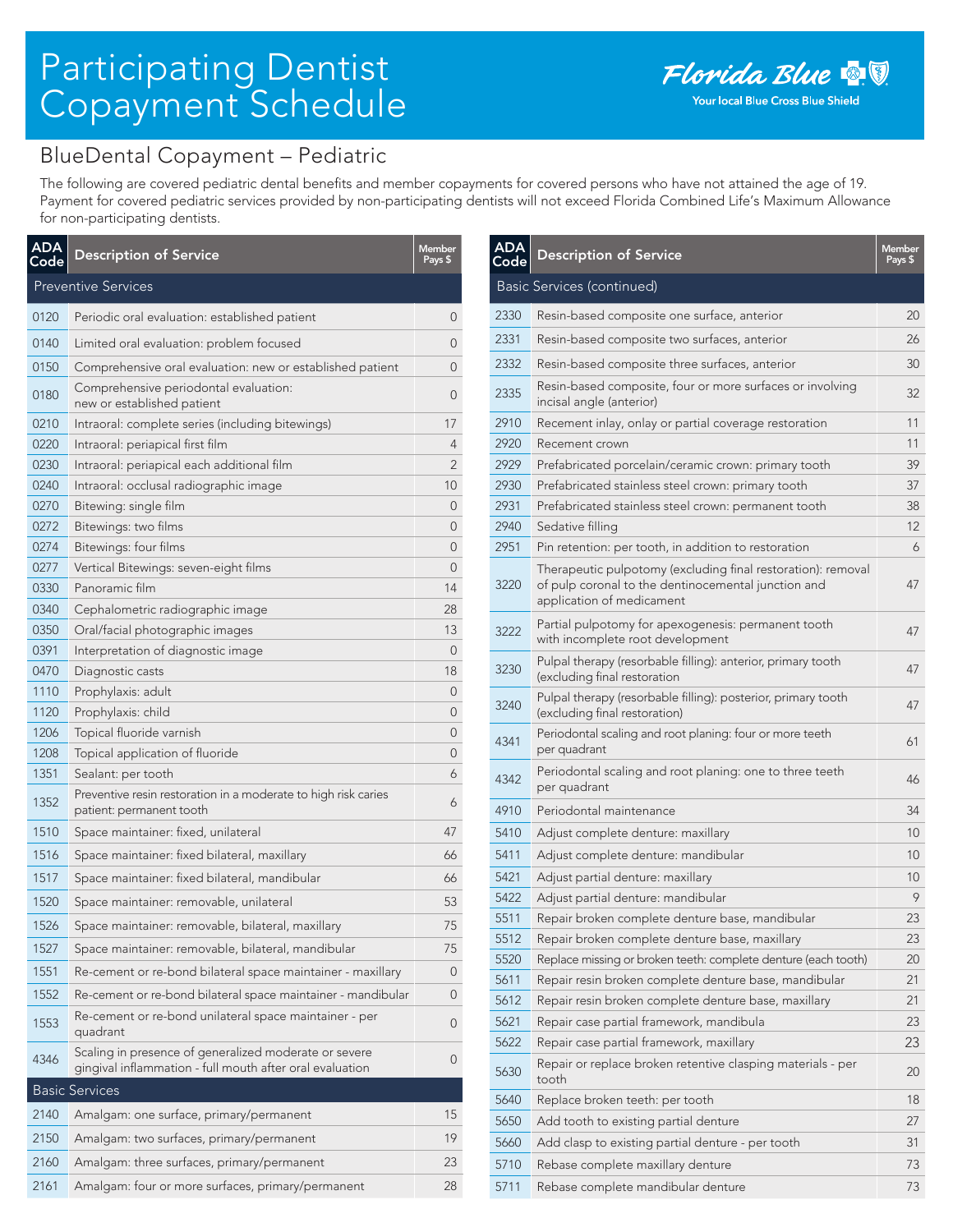# Participating Dentist Copayment Schedule

Florida Blue
Your local Blue Cross Blue Shield

## BlueDental Copayment – Pediatric

The following are covered pediatric dental benefits and member copayments for covered persons who have not attained the age of 19. Payment for covered pediatric services provided by non-participating dentists will not exceed Florida Combined Life's Maximum Allowance for non-participating dentists.

| ADA Code | Description of Service | Member Pays $ |
|---|---|---|
| **Preventive Services** | | |
| 0120 | Periodic oral evaluation: established patient | 0 |
| 0140 | Limited oral evaluation: problem focused | 0 |
| 0150 | Comprehensive oral evaluation: new or established patient | 0 |
| 0180 | Comprehensive periodontal evaluation: new or established patient | 0 |
| 0210 | Intraoral: complete series (including bitewings) | 17 |
| 0220 | Intraoral: periapical first film | 4 |
| 0230 | Intraoral: periapical each additional film | 2 |
| 0240 | Intraoral: occlusal radiographic image | 10 |
| 0270 | Bitewing: single film | 0 |
| 0272 | Bitewings: two films | 0 |
| 0274 | Bitewings: four films | 0 |
| 0277 | Vertical Bitewings: seven-eight films | 0 |
| 0330 | Panoramic film | 14 |
| 0340 | Cephalometric radiographic image | 28 |
| 0350 | Oral/facial photographic images | 13 |
| 0391 | Interpretation of diagnostic image | 0 |
| 0470 | Diagnostic casts | 18 |
| 1110 | Prophylaxis: adult | 0 |
| 1120 | Prophylaxis: child | 0 |
| 1206 | Topical fluoride varnish | 0 |
| 1208 | Topical application of fluoride | 0 |
| 1351 | Sealant: per tooth | 6 |
| 1352 | Preventive resin restoration in a moderate to high risk caries patient: permanent tooth | 6 |
| 1510 | Space maintainer: fixed, unilateral | 47 |
| 1516 | Space maintainer: fixed bilateral, maxillary | 66 |
| 1517 | Space maintainer: fixed bilateral, mandibular | 66 |
| 1520 | Space maintainer: removable, unilateral | 53 |
| 1526 | Space maintainer: removable, bilateral, maxillary | 75 |
| 1527 | Space maintainer: removable, bilateral, mandibular | 75 |
| 1551 | Re-cement or re-bond bilateral space maintainer - maxillary | 0 |
| 1552 | Re-cement or re-bond bilateral space maintainer - mandibular | 0 |
| 1553 | Re-cement or re-bond unilateral space maintainer - per quadrant | 0 |
| 4346 | Scaling in presence of generalized moderate or severe gingival inflammation - full mouth after oral evaluation | 0 |
| **Basic Services** | | |
| 2140 | Amalgam: one surface, primary/permanent | 15 |
| 2150 | Amalgam: two surfaces, primary/permanent | 19 |
| 2160 | Amalgam: three surfaces, primary/permanent | 23 |
| 2161 | Amalgam: four or more surfaces, primary/permanent | 28 |
| **Basic Services (continued)** | | |
| 2330 | Resin-based composite one surface, anterior | 20 |
| 2331 | Resin-based composite two surfaces, anterior | 26 |
| 2332 | Resin-based composite three surfaces, anterior | 30 |
| 2335 | Resin-based composite, four or more surfaces or involving incisal angle (anterior) | 32 |
| 2910 | Recement inlay, onlay or partial coverage restoration | 11 |
| 2920 | Recement crown | 11 |
| 2929 | Prefabricated porcelain/ceramic crown: primary tooth | 39 |
| 2930 | Prefabricated stainless steel crown: primary tooth | 37 |
| 2931 | Prefabricated stainless steel crown: permanent tooth | 38 |
| 2940 | Sedative filling | 12 |
| 2951 | Pin retention: per tooth, in addition to restoration | 6 |
| 3220 | Therapeutic pulpotomy (excluding final restoration): removal of pulp coronal to the dentinocemental junction and application of medicament | 47 |
| 3222 | Partial pulpotomy for apexogenesis: permanent tooth with incomplete root development | 47 |
| 3230 | Pulpal therapy (resorbable filling): anterior, primary tooth (excluding final restoration | 47 |
| 3240 | Pulpal therapy (resorbable filling): posterior, primary tooth (excluding final restoration) | 47 |
| 4341 | Periodontal scaling and root planing: four or more teeth per quadrant | 61 |
| 4342 | Periodontal scaling and root planing: one to three teeth per quadrant | 46 |
| 4910 | Periodontal maintenance | 34 |
| 5410 | Adjust complete denture: maxillary | 10 |
| 5411 | Adjust complete denture: mandibular | 10 |
| 5421 | Adjust partial denture: maxillary | 10 |
| 5422 | Adjust partial denture: mandibular | 9 |
| 5511 | Repair broken complete denture base, mandibular | 23 |
| 5512 | Repair broken complete denture base, maxillary | 23 |
| 5520 | Replace missing or broken teeth: complete denture (each tooth) | 20 |
| 5611 | Repair resin broken complete denture base, mandibular | 21 |
| 5612 | Repair resin broken complete denture base, maxillary | 21 |
| 5621 | Repair case partial framework, mandibula | 23 |
| 5622 | Repair case partial framework, maxillary | 23 |
| 5630 | Repair or replace broken retentive clasping materials - per tooth | 20 |
| 5640 | Replace broken teeth: per tooth | 18 |
| 5650 | Add tooth to existing partial denture | 27 |
| 5660 | Add clasp to existing partial denture - per tooth | 31 |
| 5710 | Rebase complete maxillary denture | 73 |
| 5711 | Rebase complete mandibular denture | 73 |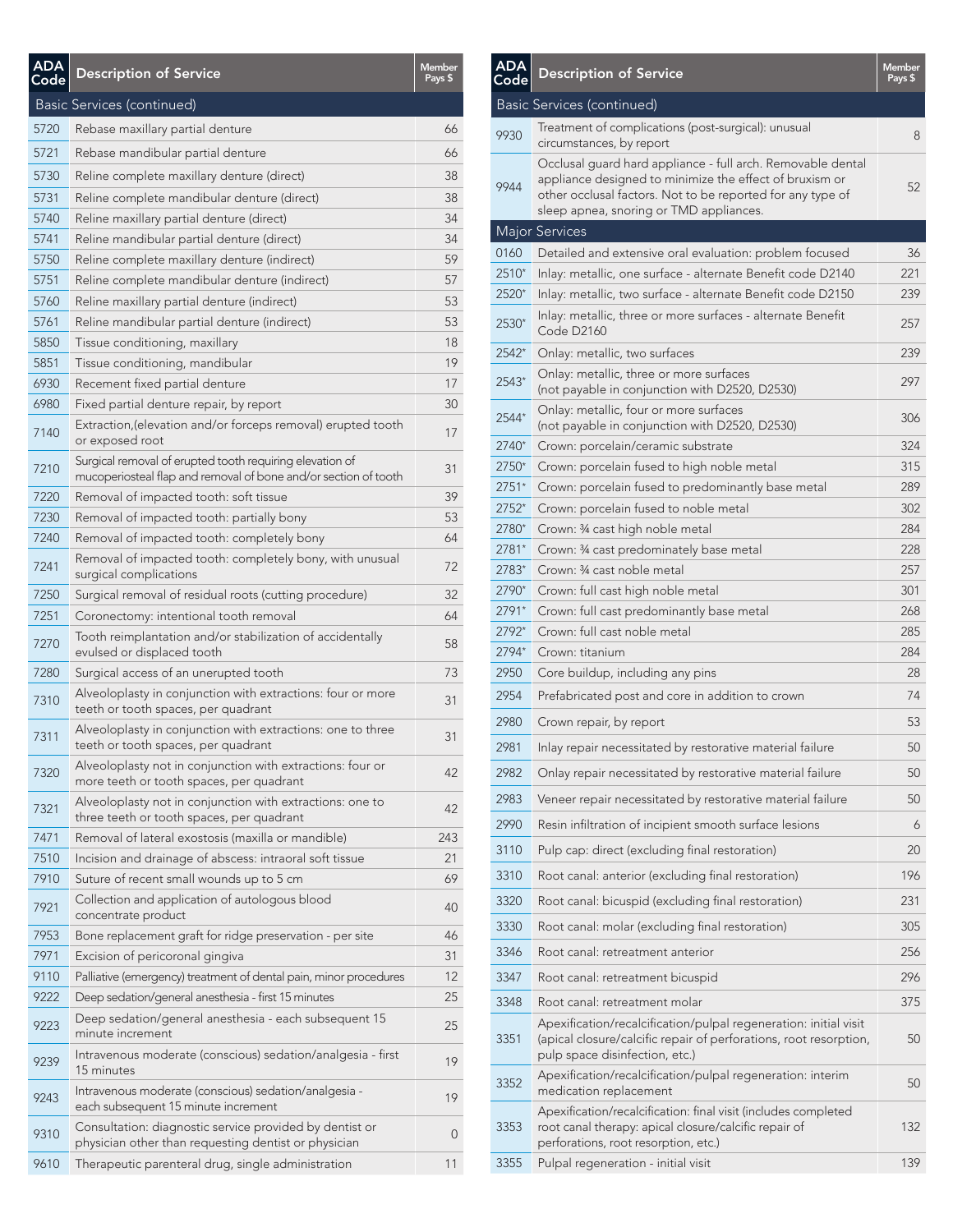| ADA Code | Description of Service | Member Pays $ |
|---|---|---|
| **Basic Services (continued)** | | |
| 5720 | Rebase maxillary partial denture | 66 |
| 5721 | Rebase mandibular partial denture | 66 |
| 5730 | Reline complete maxillary denture (direct) | 38 |
| 5731 | Reline complete mandibular denture (direct) | 38 |
| 5740 | Reline maxillary partial denture (direct) | 34 |
| 5741 | Reline mandibular partial denture (direct) | 34 |
| 5750 | Reline complete maxillary denture (indirect) | 59 |
| 5751 | Reline complete mandibular denture (indirect) | 57 |
| 5760 | Reline maxillary partial denture (indirect) | 53 |
| 5761 | Reline mandibular partial denture (indirect) | 53 |
| 5850 | Tissue conditioning, maxillary | 18 |
| 5851 | Tissue conditioning, mandibular | 19 |
| 6930 | Recement fixed partial denture | 17 |
| 6980 | Fixed partial denture repair, by report | 30 |
| 7140 | Extraction,(elevation and/or forceps removal) erupted tooth or exposed root | 17 |
| 7210 | Surgical removal of erupted tooth requiring elevation of mucoperiosteal flap and removal of bone and/or section of tooth | 31 |
| 7220 | Removal of impacted tooth: soft tissue | 39 |
| 7230 | Removal of impacted tooth: partially bony | 53 |
| 7240 | Removal of impacted tooth: completely bony | 64 |
| 7241 | Removal of impacted tooth: completely bony, with unusual surgical complications | 72 |
| 7250 | Surgical removal of residual roots (cutting procedure) | 32 |
| 7251 | Coronectomy: intentional tooth removal | 64 |
| 7270 | Tooth reimplantation and/or stabilization of accidentally evulsed or displaced tooth | 58 |
| 7280 | Surgical access of an unerupted tooth | 73 |
| 7310 | Alveoloplasty in conjunction with extractions: four or more teeth or tooth spaces, per quadrant | 31 |
| 7311 | Alveoloplasty in conjunction with extractions: one to three teeth or tooth spaces, per quadrant | 31 |
| 7320 | Alveoloplasty not in conjunction with extractions: four or more teeth or tooth spaces, per quadrant | 42 |
| 7321 | Alveoloplasty not in conjunction with extractions: one to three teeth or tooth spaces, per quadrant | 42 |
| 7471 | Removal of lateral exostosis (maxilla or mandible) | 243 |
| 7510 | Incision and drainage of abscess: intraoral soft tissue | 21 |
| 7910 | Suture of recent small wounds up to 5 cm | 69 |
| 7921 | Collection and application of autologous blood concentrate product | 40 |
| 7953 | Bone replacement graft for ridge preservation - per site | 46 |
| 7971 | Excision of pericoronal gingiva | 31 |
| 9110 | Palliative (emergency) treatment of dental pain, minor procedures | 12 |
| 9222 | Deep sedation/general anesthesia - first 15 minutes | 25 |
| 9223 | Deep sedation/general anesthesia - each subsequent 15 minute increment | 25 |
| 9239 | Intravenous moderate (conscious) sedation/analgesia - first 15 minutes | 19 |
| 9243 | Intravenous moderate (conscious) sedation/analgesia - each subsequent 15 minute increment | 19 |
| 9310 | Consultation: diagnostic service provided by dentist or physician other than requesting dentist or physician | 0 |
| 9610 | Therapeutic parenteral drug, single administration | 11 |

| ADA Code | Description of Service | Member Pays $ |
|---|---|---|
| **Basic Services (continued)** | | |
| 9930 | Treatment of complications (post-surgical): unusual circumstances, by report | 8 |
| 9944 | Occlusal guard hard appliance - full arch. Removable dental appliance designed to minimize the effect of bruxism or other occlusal factors. Not to be reported for any type of sleep apnea, snoring or TMD appliances. | 52 |
| **Major Services** | | |
| 0160 | Detailed and extensive oral evaluation: problem focused | 36 |
| 2510* | Inlay: metallic, one surface - alternate Benefit code D2140 | 221 |
| 2520* | Inlay: metallic, two surface - alternate Benefit code D2150 | 239 |
| 2530* | Inlay: metallic, three or more surfaces - alternate Benefit Code D2160 | 257 |
| 2542* | Onlay: metallic, two surfaces | 239 |
| 2543* | Onlay: metallic, three or more surfaces (not payable in conjunction with D2520, D2530) | 297 |
| 2544* | Onlay: metallic, four or more surfaces (not payable in conjunction with D2520, D2530) | 306 |
| 2740* | Crown: porcelain/ceramic substrate | 324 |
| 2750* | Crown: porcelain fused to high noble metal | 315 |
| 2751* | Crown: porcelain fused to predominantly base metal | 289 |
| 2752* | Crown: porcelain fused to noble metal | 302 |
| 2780* | Crown: ¾ cast high noble metal | 284 |
| 2781* | Crown: ¾ cast predominately base metal | 228 |
| 2783* | Crown: ¾ cast noble metal | 257 |
| 2790* | Crown: full cast high noble metal | 301 |
| 2791* | Crown: full cast predominantly base metal | 268 |
| 2792* | Crown: full cast noble metal | 285 |
| 2794* | Crown: titanium | 284 |
| 2950 | Core buildup, including any pins | 28 |
| 2954 | Prefabricated post and core in addition to crown | 74 |
| 2980 | Crown repair, by report | 53 |
| 2981 | Inlay repair necessitated by restorative material failure | 50 |
| 2982 | Onlay repair necessitated by restorative material failure | 50 |
| 2983 | Veneer repair necessitated by restorative material failure | 50 |
| 2990 | Resin infiltration of incipient smooth surface lesions | 6 |
| 3110 | Pulp cap: direct (excluding final restoration) | 20 |
| 3310 | Root canal: anterior (excluding final restoration) | 196 |
| 3320 | Root canal: bicuspid (excluding final restoration) | 231 |
| 3330 | Root canal: molar (excluding final restoration) | 305 |
| 3346 | Root canal: retreatment anterior | 256 |
| 3347 | Root canal: retreatment bicuspid | 296 |
| 3348 | Root canal: retreatment molar | 375 |
| 3351 | Apexification/recalcification/pulpal regeneration: initial visit (apical closure/calcific repair of perforations, root resorption, pulp space disinfection, etc.) | 50 |
| 3352 | Apexification/recalcification/pulpal regeneration: interim medication replacement | 50 |
| 3353 | Apexification/recalcification: final visit (includes completed root canal therapy: apical closure/calcific repair of perforations, root resorption, etc.) | 132 |
| 3355 | Pulpal regeneration - initial visit | 139 |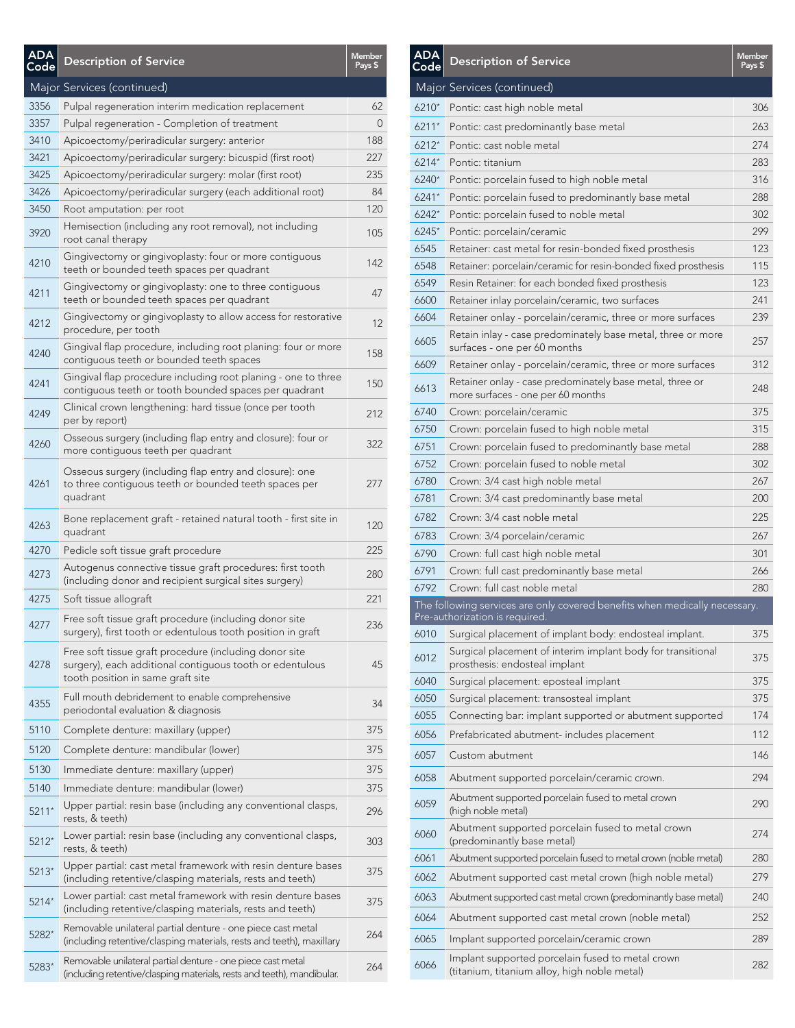| ADA Code | Description of Service | Member Pays $ |
|---|---|---|
| **Major Services (continued)** | | |
| 3356 | Pulpal regeneration interim medication replacement | 62 |
| 3357 | Pulpal regeneration - Completion of treatment | 0 |
| 3410 | Apicoectomy/periradicular surgery: anterior | 188 |
| 3421 | Apicoectomy/periradicular surgery: bicuspid (first root) | 227 |
| 3425 | Apicoectomy/periradicular surgery: molar (first root) | 235 |
| 3426 | Apicoectomy/periradicular surgery (each additional root) | 84 |
| 3450 | Root amputation: per root | 120 |
| 3920 | Hemisection (including any root removal), not including root canal therapy | 105 |
| 4210 | Gingivectomy or gingivoplasty: four or more contiguous teeth or bounded teeth spaces per quadrant | 142 |
| 4211 | Gingivectomy or gingivoplasty: one to three contiguous teeth or bounded teeth spaces per quadrant | 47 |
| 4212 | Gingivectomy or gingivoplasty to allow access for restorative procedure, per tooth | 12 |
| 4240 | Gingival flap procedure, including root planing: four or more contiguous teeth or bounded teeth spaces | 158 |
| 4241 | Gingival flap procedure including root planing - one to three contiguous teeth or tooth bounded spaces per quadrant | 150 |
| 4249 | Clinical crown lengthening: hard tissue (once per tooth per by report) | 212 |
| 4260 | Osseous surgery (including flap entry and closure): four or more contiguous teeth per quadrant | 322 |
| 4261 | Osseous surgery (including flap entry and closure): one to three contiguous teeth or bounded teeth spaces per quadrant | 277 |
| 4263 | Bone replacement graft - retained natural tooth - first site in quadrant | 120 |
| 4270 | Pedicle soft tissue graft procedure | 225 |
| 4273 | Autogenus connective tissue graft procedures: first tooth (including donor and recipient surgical sites surgery) | 280 |
| 4275 | Soft tissue allograft | 221 |
| 4277 | Free soft tissue graft procedure (including donor site surgery), first tooth or edentulous tooth position in graft | 236 |
| 4278 | Free soft tissue graft procedure (including donor site surgery), each additional contiguous tooth or edentulous tooth position in same graft site | 45 |
| 4355 | Full mouth debridement to enable comprehensive periodontal evaluation & diagnosis | 34 |
| 5110 | Complete denture: maxillary (upper) | 375 |
| 5120 | Complete denture: mandibular (lower) | 375 |
| 5130 | Immediate denture: maxillary (upper) | 375 |
| 5140 | Immediate denture: mandibular (lower) | 375 |
| 5211* | Upper partial: resin base (including any conventional clasps, rests, & teeth) | 296 |
| 5212* | Lower partial: resin base (including any conventional clasps, rests, & teeth) | 303 |
| 5213* | Upper partial: cast metal framework with resin denture bases (including retentive/clasping materials, rests and teeth) | 375 |
| 5214* | Lower partial: cast metal framework with resin denture bases (including retentive/clasping materials, rests and teeth) | 375 |
| 5282* | Removable unilateral partial denture - one piece cast metal (including retentive/clasping materials, rests and teeth), maxillary | 264 |
| 5283* | Removable unilateral partial denture - one piece cast metal (including retentive/clasping materials, rests and teeth), mandibular. | 264 |

| ADA Code | Description of Service | Member Pays $ |
|---|---|---|
| **Major Services (continued)** | | |
| 6210* | Pontic: cast high noble metal | 306 |
| 6211* | Pontic: cast predominantly base metal | 263 |
| 6212* | Pontic: cast noble metal | 274 |
| 6214* | Pontic: titanium | 283 |
| 6240* | Pontic: porcelain fused to high noble metal | 316 |
| 6241* | Pontic: porcelain fused to predominantly base metal | 288 |
| 6242* | Pontic: porcelain fused to noble metal | 302 |
| 6245* | Pontic: porcelain/ceramic | 299 |
| 6545 | Retainer: cast metal for resin-bonded fixed prosthesis | 123 |
| 6548 | Retainer: porcelain/ceramic for resin-bonded fixed prosthesis | 115 |
| 6549 | Resin Retainer: for each bonded fixed prosthesis | 123 |
| 6600 | Retainer inlay porcelain/ceramic, two surfaces | 241 |
| 6604 | Retainer onlay - porcelain/ceramic, three or more surfaces | 239 |
| 6605 | Retain inlay - case predominately base metal, three or more surfaces - one per 60 months | 257 |
| 6609 | Retainer onlay - porcelain/ceramic, three or more surfaces | 312 |
| 6613 | Retainer onlay - case predominately base metal, three or more surfaces - one per 60 months | 248 |
| 6740 | Crown: porcelain/ceramic | 375 |
| 6750 | Crown: porcelain fused to high noble metal | 315 |
| 6751 | Crown: porcelain fused to predominantly base metal | 288 |
| 6752 | Crown: porcelain fused to noble metal | 302 |
| 6780 | Crown: 3/4 cast high noble metal | 267 |
| 6781 | Crown: 3/4 cast predominantly base metal | 200 |
| 6782 | Crown: 3/4 cast noble metal | 225 |
| 6783 | Crown: 3/4 porcelain/ceramic | 267 |
| 6790 | Crown: full cast high noble metal | 301 |
| 6791 | Crown: full cast predominantly base metal | 266 |
| 6792 | Crown: full cast noble metal | 280 |
| **The following services are only covered benefits when medically necessary. Pre-authorization is required.** | | |
| 6010 | Surgical placement of implant body: endosteal implant. | 375 |
| 6012 | Surgical placement of interim implant body for transitional prosthesis: endosteal implant | 375 |
| 6040 | Surgical placement: eposteal implant | 375 |
| 6050 | Surgical placement: transosteal implant | 375 |
| 6055 | Connecting bar: implant supported or abutment supported | 174 |
| 6056 | Prefabricated abutment- includes placement | 112 |
| 6057 | Custom abutment | 146 |
| 6058 | Abutment supported porcelain/ceramic crown. | 294 |
| 6059 | Abutment supported porcelain fused to metal crown (high noble metal) | 290 |
| 6060 | Abutment supported porcelain fused to metal crown (predominantly base metal) | 274 |
| 6061 | Abutment supported porcelain fused to metal crown (noble metal) | 280 |
| 6062 | Abutment supported cast metal crown (high noble metal) | 279 |
| 6063 | Abutment supported cast metal crown (predominantly base metal) | 240 |
| 6064 | Abutment supported cast metal crown (noble metal) | 252 |
| 6065 | Implant supported porcelain/ceramic crown | 289 |
| 6066 | Implant supported porcelain fused to metal crown (titanium, titanium alloy, high noble metal) | 282 |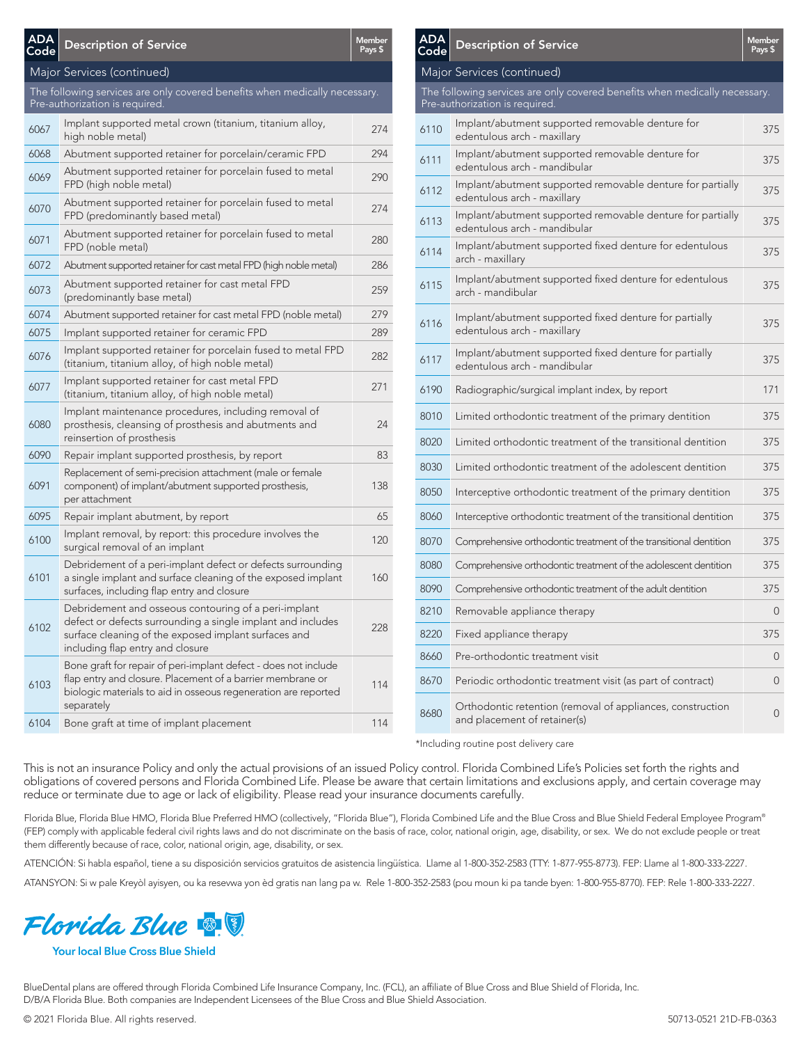| ADA Code | Description of Service | Member Pays $ |
|---|---|---|
| Major Services (continued) | | |
| The following services are only covered benefits when medically necessary. Pre-authorization is required. | | |
| 6067 | Implant supported metal crown (titanium, titanium alloy, high noble metal) | 274 |
| 6068 | Abutment supported retainer for porcelain/ceramic FPD | 294 |
| 6069 | Abutment supported retainer for porcelain fused to metal FPD (high noble metal) | 290 |
| 6070 | Abutment supported retainer for porcelain fused to metal FPD (predominantly based metal) | 274 |
| 6071 | Abutment supported retainer for porcelain fused to metal FPD (noble metal) | 280 |
| 6072 | Abutment supported retainer for cast metal FPD (high noble metal) | 286 |
| 6073 | Abutment supported retainer for cast metal FPD (predominantly base metal) | 259 |
| 6074 | Abutment supported retainer for cast metal FPD (noble metal) | 279 |
| 6075 | Implant supported retainer for ceramic FPD | 289 |
| 6076 | Implant supported retainer for porcelain fused to metal FPD (titanium, titanium alloy, of high noble metal) | 282 |
| 6077 | Implant supported retainer for cast metal FPD (titanium, titanium alloy, of high noble metal) | 271 |
| 6080 | Implant maintenance procedures, including removal of prosthesis, cleansing of prosthesis and abutments and reinsertion of prosthesis | 24 |
| 6090 | Repair implant supported prosthesis, by report | 83 |
| 6091 | Replacement of semi-precision attachment (male or female component) of implant/abutment supported prosthesis, per attachment | 138 |
| 6095 | Repair implant abutment, by report | 65 |
| 6100 | Implant removal, by report: this procedure involves the surgical removal of an implant | 120 |
| 6101 | Debridement of a peri-implant defect or defects surrounding a single implant and surface cleaning of the exposed implant surfaces, including flap entry and closure | 160 |
| 6102 | Debridement and osseous contouring of a peri-implant defect or defects surrounding a single implant and includes surface cleaning of the exposed implant surfaces and including flap entry and closure | 228 |
| 6103 | Bone graft for repair of peri-implant defect - does not include flap entry and closure. Placement of a barrier membrane or biologic materials to aid in osseous regeneration are reported separately | 114 |
| 6104 | Bone graft at time of implant placement | 114 |

| ADA Code | Description of Service | Member Pays $ |
|---|---|---|
| Major Services (continued) | | |
| The following services are only covered benefits when medically necessary. Pre-authorization is required. | | |
| 6110 | Implant/abutment supported removable denture for edentulous arch - maxillary | 375 |
| 6111 | Implant/abutment supported removable denture for edentulous arch - mandibular | 375 |
| 6112 | Implant/abutment supported removable denture for partially edentulous arch - maxillary | 375 |
| 6113 | Implant/abutment supported removable denture for partially edentulous arch - mandibular | 375 |
| 6114 | Implant/abutment supported fixed denture for edentulous arch - maxillary | 375 |
| 6115 | Implant/abutment supported fixed denture for edentulous arch - mandibular | 375 |
| 6116 | Implant/abutment supported fixed denture for partially edentulous arch - maxillary | 375 |
| 6117 | Implant/abutment supported fixed denture for partially edentulous arch - mandibular | 375 |
| 6190 | Radiographic/surgical implant index, by report | 171 |
| 8010 | Limited orthodontic treatment of the primary dentition | 375 |
| 8020 | Limited orthodontic treatment of the transitional dentition | 375 |
| 8030 | Limited orthodontic treatment of the adolescent dentition | 375 |
| 8050 | Interceptive orthodontic treatment of the primary dentition | 375 |
| 8060 | Interceptive orthodontic treatment of the transitional dentition | 375 |
| 8070 | Comprehensive orthodontic treatment of the transitional dentition | 375 |
| 8080 | Comprehensive orthodontic treatment of the adolescent dentition | 375 |
| 8090 | Comprehensive orthodontic treatment of the adult dentition | 375 |
| 8210 | Removable appliance therapy | 0 |
| 8220 | Fixed appliance therapy | 375 |
| 8660 | Pre-orthodontic treatment visit | 0 |
| 8670 | Periodic orthodontic treatment visit (as part of contract) | 0 |
| 8680 | Orthodontic retention (removal of appliances, construction and placement of retainer(s) | 0 |

*Including routine post delivery care

This is not an insurance Policy and only the actual provisions of an issued Policy control. Florida Combined Life's Policies set forth the rights and obligations of covered persons and Florida Combined Life. Please be aware that certain limitations and exclusions apply, and certain coverage may reduce or terminate due to age or lack of eligibility. Please read your insurance documents carefully.

Florida Blue, Florida Blue HMO, Florida Blue Preferred HMO (collectively, "Florida Blue"), Florida Combined Life and the Blue Cross and Blue Shield Federal Employee Program® (FEP) comply with applicable federal civil rights laws and do not discriminate on the basis of race, color, national origin, age, disability, or sex. We do not exclude people or treat them differently because of race, color, national origin, age, disability, or sex.

ATENCIÓN: Si habla español, tiene a su disposición servicios gratuitos de asistencia lingüística. Llame al 1-800-352-2583 (TTY: 1-877-955-8773). FEP: Llame al 1-800-333-2227.

ATANSYON: Si w pale Kreyòl ayisyen, ou ka resevwa yon èd gratis nan lang pa w. Rele 1-800-352-2583 (pou moun ki pa tande byen: 1-800-955-8770). FEP: Rele 1-800-333-2227.

Florida Blue

Your local Blue Cross Blue Shield

BlueDental plans are offered through Florida Combined Life Insurance Company, Inc. (FCL), an affiliate of Blue Cross and Blue Shield of Florida, Inc. D/B/A Florida Blue. Both companies are Independent Licensees of the Blue Cross and Blue Shield Association.

© 2021 Florida Blue. All rights reserved.

50713-0521 21D-FB-0363